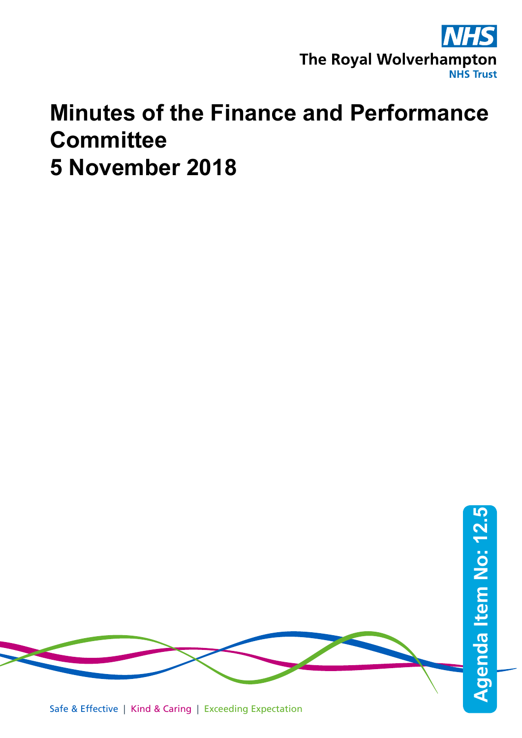The Royal Wolverhampton NHS Trust

# Minutes of the Finance and Performance Committee
# 5 November 2018

Agenda Item No: 12.5

Safe & Effective | Kind & Caring | Exceeding Expectation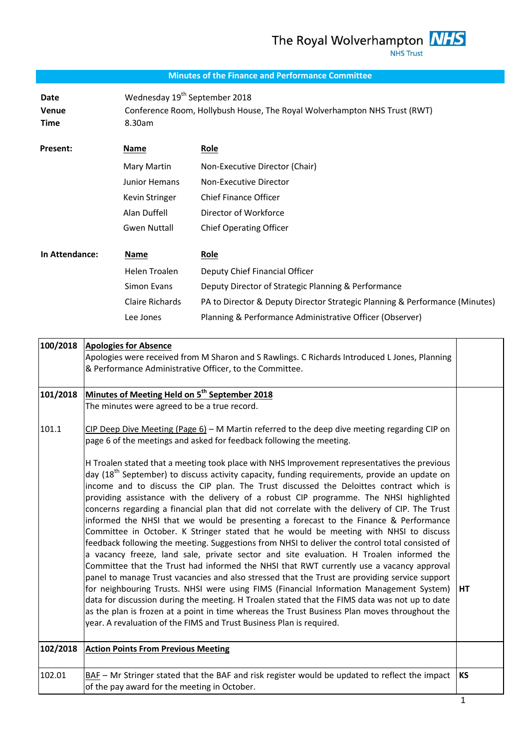The Royal Wolverhampton NHS Trust

## Minutes of the Finance and Performance Committee

**Date** Wednesday 19th September 2018
**Venue** Conference Room, Hollybush House, The Royal Wolverhampton NHS Trust (RWT)
**Time** 8.30am

**Present:**

| Name | Role |
|---|---|
| Mary Martin | Non-Executive Director (Chair) |
| Junior Hemans | Non-Executive Director |
| Kevin Stringer | Chief Finance Officer |
| Alan Duffell | Director of Workforce |
| Gwen Nuttall | Chief Operating Officer |

**In Attendance:**

| Name | Role |
|---|---|
| Helen Troalen | Deputy Chief Financial Officer |
| Simon Evans | Deputy Director of Strategic Planning & Performance |
| Claire Richards | PA to Director & Deputy Director Strategic Planning & Performance (Minutes) |
| Lee Jones | Planning & Performance Administrative Officer (Observer) |

| | | |
|---|---|---|
| 100/2018 | **Apologies for Absence**<br>Apologies were received from M Sharon and S Rawlings. C Richards Introduced L Jones, Planning & Performance Administrative Officer, to the Committee. | |
| 101/2018 | **Minutes of Meeting Held on 5th September 2018**<br>The minutes were agreed to be a true record. | |
| 101.1 | CIP Deep Dive Meeting (Page 6) – M Martin referred to the deep dive meeting regarding CIP on page 6 of the meetings and asked for feedback following the meeting.<br><br>H Troalen stated that a meeting took place with NHS Improvement representatives the previous day (18th September) to discuss activity capacity, funding requirements, provide an update on income and to discuss the CIP plan. The Trust discussed the Deloittes contract which is providing assistance with the delivery of a robust CIP programme. The NHSI highlighted concerns regarding a financial plan that did not correlate with the delivery of CIP. The Trust informed the NHSI that we would be presenting a forecast to the Finance & Performance Committee in October. K Stringer stated that he would be meeting with NHSI to discuss feedback following the meeting. Suggestions from NHSI to deliver the control total consisted of a vacancy freeze, land sale, private sector and site evaluation. H Troalen informed the Committee that the Trust had informed the NHSI that RWT currently use a vacancy approval panel to manage Trust vacancies and also stressed that the Trust are providing service support for neighbouring Trusts. NHSI were using FIMS (Financial Information Management System) data for discussion during the meeting. H Troalen stated that the FIMS data was not up to date as the plan is frozen at a point in time whereas the Trust Business Plan moves throughout the year. A revaluation of the FIMS and Trust Business Plan is required. | **HT** |
| 102/2018 | **Action Points From Previous Meeting** | |
| 102.01 | BAF – Mr Stringer stated that the BAF and risk register would be updated to reflect the impact of the pay award for the meeting in October. | **KS** |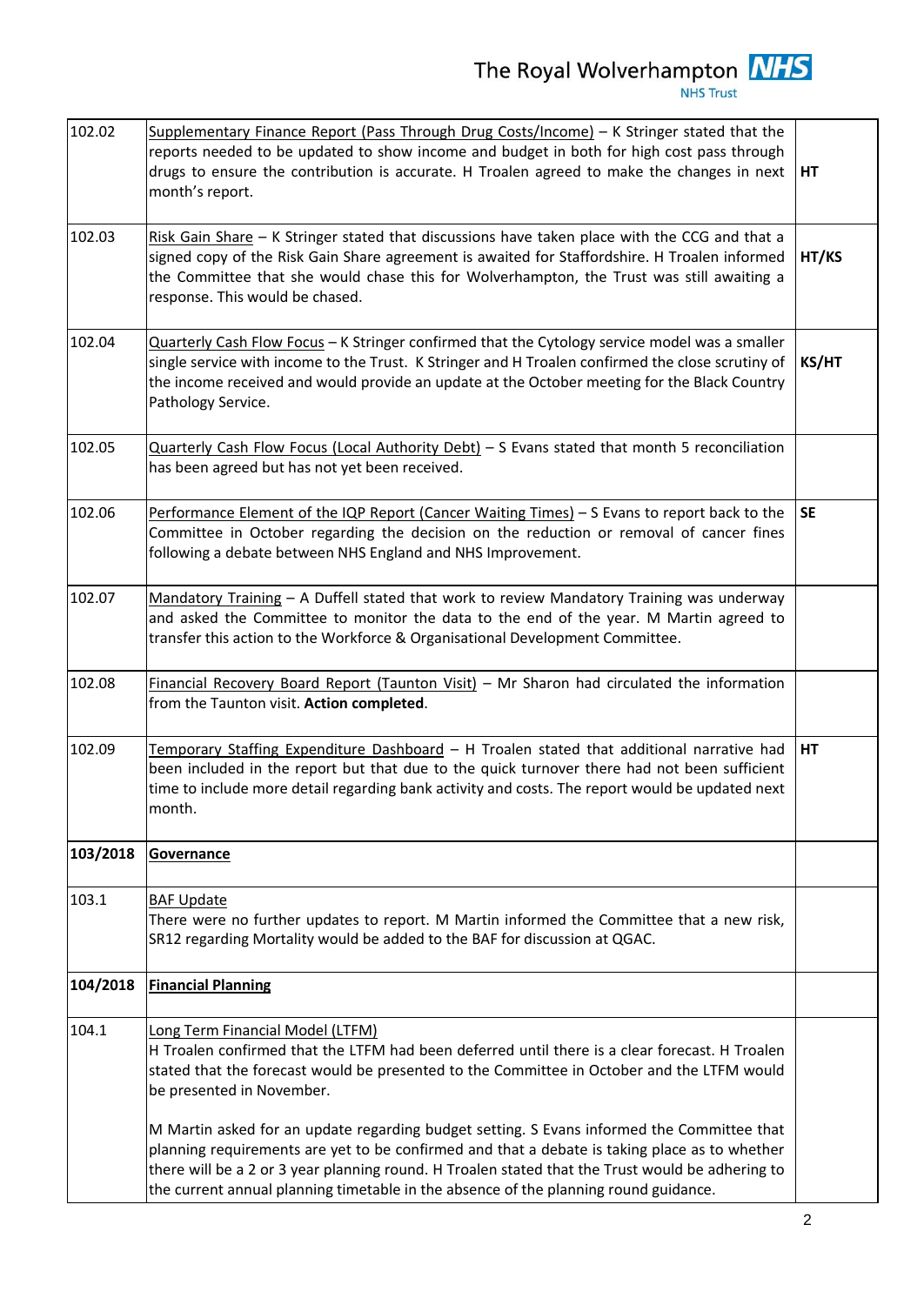| | | |
|---|---|---|
| 102.02 | Supplementary Finance Report (Pass Through Drug Costs/Income) – K Stringer stated that the reports needed to be updated to show income and budget in both for high cost pass through drugs to ensure the contribution is accurate. H Troalen agreed to make the changes in next month's report. | **HT** |
| 102.03 | Risk Gain Share – K Stringer stated that discussions have taken place with the CCG and that a signed copy of the Risk Gain Share agreement is awaited for Staffordshire. H Troalen informed the Committee that she would chase this for Wolverhampton, the Trust was still awaiting a response. This would be chased. | **HT/KS** |
| 102.04 | Quarterly Cash Flow Focus – K Stringer confirmed that the Cytology service model was a smaller single service with income to the Trust. K Stringer and H Troalen confirmed the close scrutiny of the income received and would provide an update at the October meeting for the Black Country Pathology Service. | **KS/HT** |
| 102.05 | Quarterly Cash Flow Focus (Local Authority Debt) – S Evans stated that month 5 reconciliation has been agreed but has not yet been received. | |
| 102.06 | Performance Element of the IQP Report (Cancer Waiting Times) – S Evans to report back to the Committee in October regarding the decision on the reduction or removal of cancer fines following a debate between NHS England and NHS Improvement. | **SE** |
| 102.07 | Mandatory Training – A Duffell stated that work to review Mandatory Training was underway and asked the Committee to monitor the data to the end of the year. M Martin agreed to transfer this action to the Workforce & Organisational Development Committee. | |
| 102.08 | Financial Recovery Board Report (Taunton Visit) – Mr Sharon had circulated the information from the Taunton visit. **Action completed**. | |
| 102.09 | Temporary Staffing Expenditure Dashboard – H Troalen stated that additional narrative had been included in the report but that due to the quick turnover there had not been sufficient time to include more detail regarding bank activity and costs. The report would be updated next month. | **HT** |
| **103/2018** | **Governance** | |
| 103.1 | BAF Update<br>There were no further updates to report. M Martin informed the Committee that a new risk, SR12 regarding Mortality would be added to the BAF for discussion at QGAC. | |
| **104/2018** | **Financial Planning** | |
| 104.1 | Long Term Financial Model (LTFM)<br>H Troalen confirmed that the LTFM had been deferred until there is a clear forecast. H Troalen stated that the forecast would be presented to the Committee in October and the LTFM would be presented in November.<br><br>M Martin asked for an update regarding budget setting. S Evans informed the Committee that planning requirements are yet to be confirmed and that a debate is taking place as to whether there will be a 2 or 3 year planning round. H Troalen stated that the Trust would be adhering to the current annual planning timetable in the absence of the planning round guidance. | |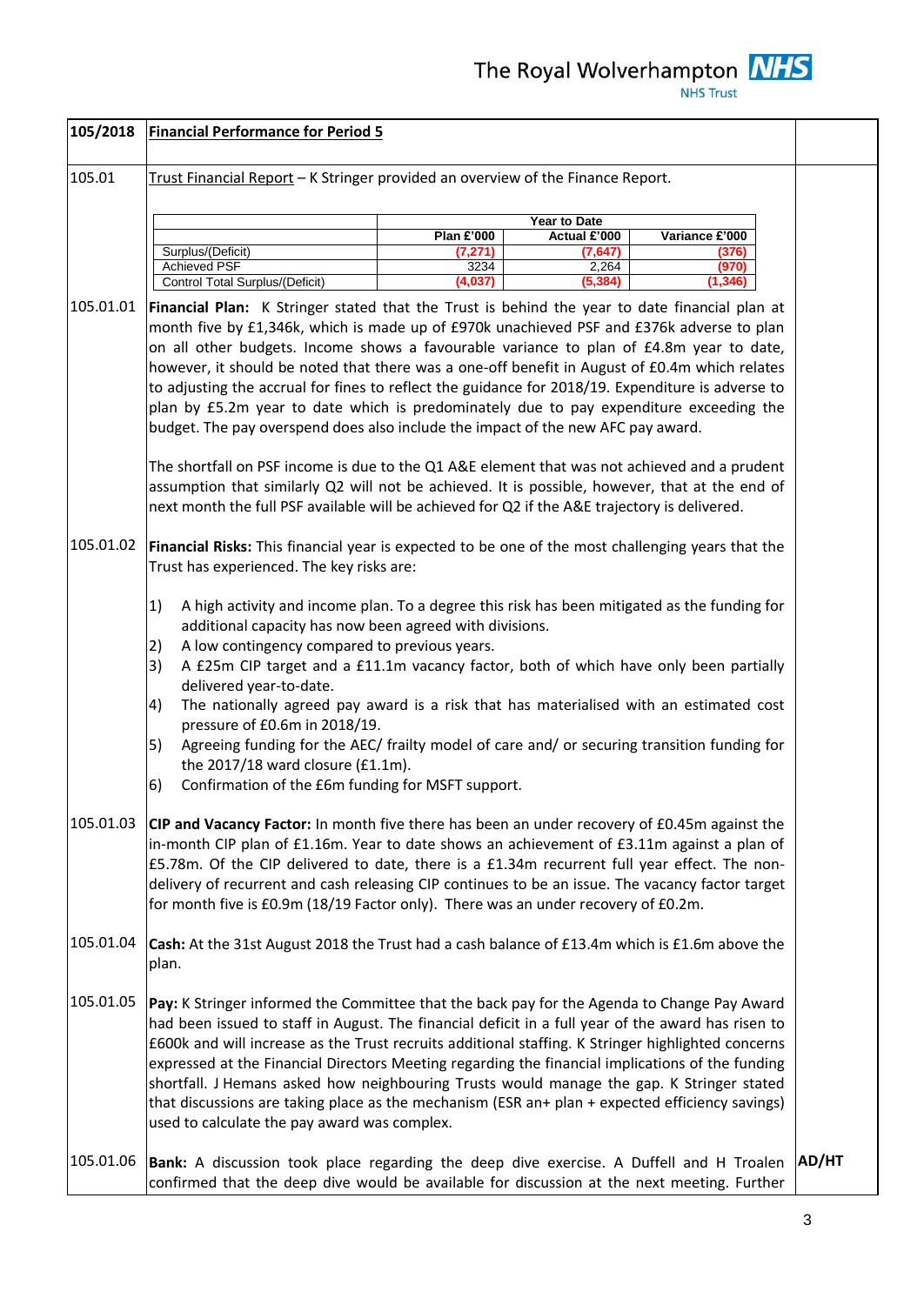| | | |
|---|---|---|
| **105/2018** | **Financial Performance for Period 5** | |
| 105.01 | Trust Financial Report – K Stringer provided an overview of the Finance Report. | |

| | Year to Date | | |
|---|---|---|---|
| | Plan £'000 | Actual £'000 | Variance £'000 |
| Surplus/(Deficit) | (7,271) | (7,647) | (376) |
| Achieved PSF | 3234 | 2,264 | (970) |
| Control Total Surplus/(Deficit) | (4,037) | (5,384) | (1,346) |

**105.01.01** **Financial Plan:** K Stringer stated that the Trust is behind the year to date financial plan at month five by £1,346k, which is made up of £970k unachieved PSF and £376k adverse to plan on all other budgets. Income shows a favourable variance to plan of £4.8m year to date, however, it should be noted that there was a one-off benefit in August of £0.4m which relates to adjusting the accrual for fines to reflect the guidance for 2018/19. Expenditure is adverse to plan by £5.2m year to date which is predominately due to pay expenditure exceeding the budget. The pay overspend does also include the impact of the new AFC pay award.

The shortfall on PSF income is due to the Q1 A&E element that was not achieved and a prudent assumption that similarly Q2 will not be achieved. It is possible, however, that at the end of next month the full PSF available will be achieved for Q2 if the A&E trajectory is delivered.

**105.01.02** **Financial Risks:** This financial year is expected to be one of the most challenging years that the Trust has experienced. The key risks are:

1) A high activity and income plan. To a degree this risk has been mitigated as the funding for additional capacity has now been agreed with divisions.
2) A low contingency compared to previous years.
3) A £25m CIP target and a £11.1m vacancy factor, both of which have only been partially delivered year-to-date.
4) The nationally agreed pay award is a risk that has materialised with an estimated cost pressure of £0.6m in 2018/19.
5) Agreeing funding for the AEC/ frailty model of care and/ or securing transition funding for the 2017/18 ward closure (£1.1m).
6) Confirmation of the £6m funding for MSFT support.

**105.01.03** **CIP and Vacancy Factor:** In month five there has been an under recovery of £0.45m against the in-month CIP plan of £1.16m. Year to date shows an achievement of £3.11m against a plan of £5.78m. Of the CIP delivered to date, there is a £1.34m recurrent full year effect. The non-delivery of recurrent and cash releasing CIP continues to be an issue. The vacancy factor target for month five is £0.9m (18/19 Factor only). There was an under recovery of £0.2m.

**105.01.04** **Cash:** At the 31st August 2018 the Trust had a cash balance of £13.4m which is £1.6m above the plan.

**105.01.05** **Pay:** K Stringer informed the Committee that the back pay for the Agenda to Change Pay Award had been issued to staff in August. The financial deficit in a full year of the award has risen to £600k and will increase as the Trust recruits additional staffing. K Stringer highlighted concerns expressed at the Financial Directors Meeting regarding the financial implications of the funding shortfall. J Hemans asked how neighbouring Trusts would manage the gap. K Stringer stated that discussions are taking place as the mechanism (ESR an+ plan + expected efficiency savings) used to calculate the pay award was complex.

**105.01.06** **Bank:** A discussion took place regarding the deep dive exercise. A Duffell and H Troalen confirmed that the deep dive would be available for discussion at the next meeting. Further **AD/HT**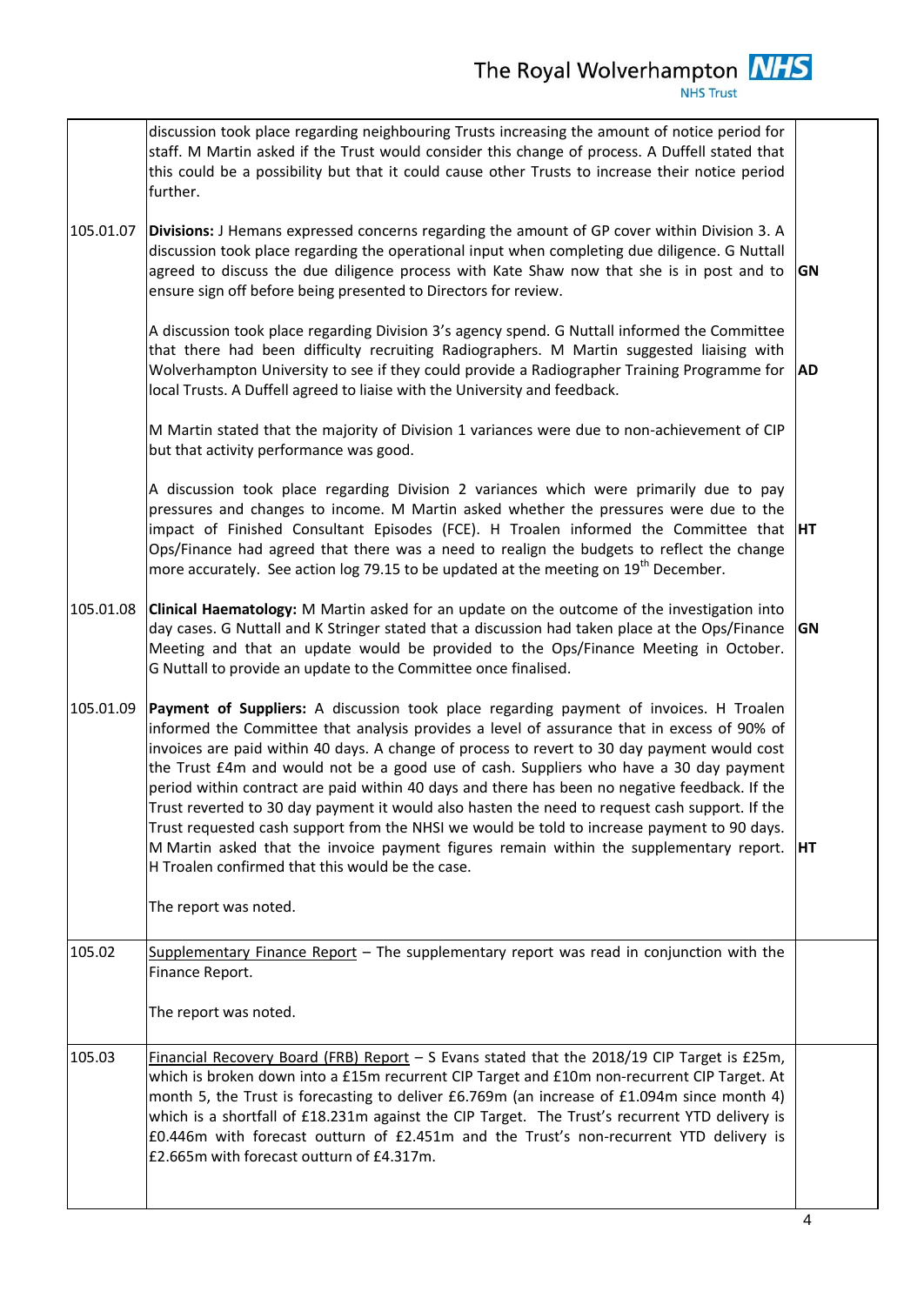| | | |
|---|---|---|
| | discussion took place regarding neighbouring Trusts increasing the amount of notice period for staff. M Martin asked if the Trust would consider this change of process. A Duffell stated that this could be a possibility but that it could cause other Trusts to increase their notice period further. | |
| 105.01.07 | **Divisions:** J Hemans expressed concerns regarding the amount of GP cover within Division 3. A discussion took place regarding the operational input when completing due diligence. G Nuttall agreed to discuss the due diligence process with Kate Shaw now that she is in post and to ensure sign off before being presented to Directors for review.<br><br>A discussion took place regarding Division 3's agency spend. G Nuttall informed the Committee that there had been difficulty recruiting Radiographers. M Martin suggested liaising with Wolverhampton University to see if they could provide a Radiographer Training Programme for local Trusts. A Duffell agreed to liaise with the University and feedback.<br><br>M Martin stated that the majority of Division 1 variances were due to non-achievement of CIP but that activity performance was good.<br><br>A discussion took place regarding Division 2 variances which were primarily due to pay pressures and changes to income. M Martin asked whether the pressures were due to the impact of Finished Consultant Episodes (FCE). H Troalen informed the Committee that Ops/Finance had agreed that there was a need to realign the budgets to reflect the change more accurately. See action log 79.15 to be updated at the meeting on 19th December. | **GN**<br><br><br><br>**AD**<br><br><br><br>**HT** |
| 105.01.08 | **Clinical Haematology:** M Martin asked for an update on the outcome of the investigation into day cases. G Nuttall and K Stringer stated that a discussion had taken place at the Ops/Finance Meeting and that an update would be provided to the Ops/Finance Meeting in October. G Nuttall to provide an update to the Committee once finalised. | **GN** |
| 105.01.09 | **Payment of Suppliers:** A discussion took place regarding payment of invoices. H Troalen informed the Committee that analysis provides a level of assurance that in excess of 90% of invoices are paid within 40 days. A change of process to revert to 30 day payment would cost the Trust £4m and would not be a good use of cash. Suppliers who have a 30 day payment period within contract are paid within 40 days and there has been no negative feedback. If the Trust reverted to 30 day payment it would also hasten the need to request cash support. If the Trust requested cash support from the NHSI we would be told to increase payment to 90 days. M Martin asked that the invoice payment figures remain within the supplementary report. H Troalen confirmed that this would be the case.<br><br>The report was noted. | **HT** |
| 105.02 | Supplementary Finance Report – The supplementary report was read in conjunction with the Finance Report.<br><br>The report was noted. | |
| 105.03 | Financial Recovery Board (FRB) Report – S Evans stated that the 2018/19 CIP Target is £25m, which is broken down into a £15m recurrent CIP Target and £10m non-recurrent CIP Target. At month 5, the Trust is forecasting to deliver £6.769m (an increase of £1.094m since month 4) which is a shortfall of £18.231m against the CIP Target. The Trust's recurrent YTD delivery is £0.446m with forecast outturn of £2.451m and the Trust's non-recurrent YTD delivery is £2.665m with forecast outturn of £4.317m. | |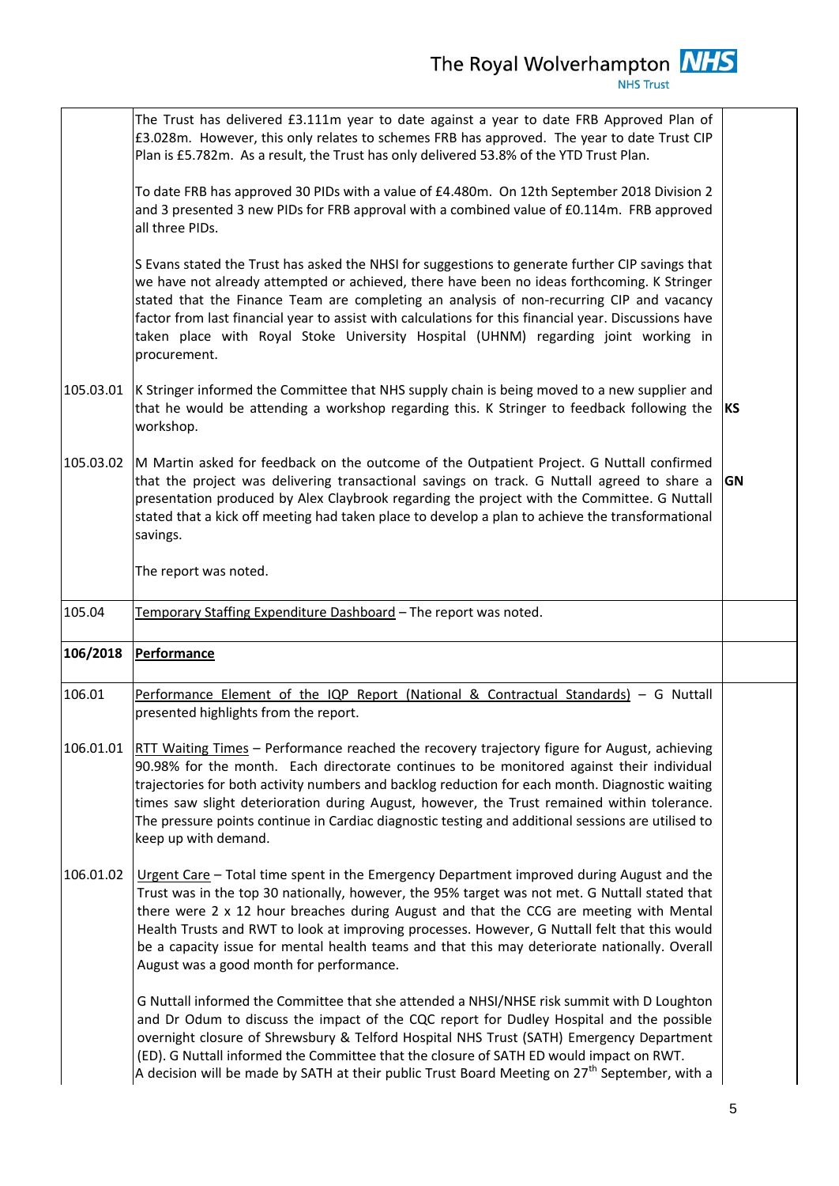| | | |
|---|---|---|
| | The Trust has delivered £3.111m year to date against a year to date FRB Approved Plan of £3.028m. However, this only relates to schemes FRB has approved. The year to date Trust CIP Plan is £5.782m. As a result, the Trust has only delivered 53.8% of the YTD Trust Plan.<br><br>To date FRB has approved 30 PIDs with a value of £4.480m. On 12th September 2018 Division 2 and 3 presented 3 new PIDs for FRB approval with a combined value of £0.114m. FRB approved all three PIDs.<br><br>S Evans stated the Trust has asked the NHSI for suggestions to generate further CIP savings that we have not already attempted or achieved, there have been no ideas forthcoming. K Stringer stated that the Finance Team are completing an analysis of non-recurring CIP and vacancy factor from last financial year to assist with calculations for this financial year. Discussions have taken place with Royal Stoke University Hospital (UHNM) regarding joint working in procurement. | |
| 105.03.01 | K Stringer informed the Committee that NHS supply chain is being moved to a new supplier and that he would be attending a workshop regarding this. K Stringer to feedback following the workshop. | **KS** |
| 105.03.02 | M Martin asked for feedback on the outcome of the Outpatient Project. G Nuttall confirmed that the project was delivering transactional savings on track. G Nuttall agreed to share a presentation produced by Alex Claybrook regarding the project with the Committee. G Nuttall stated that a kick off meeting had taken place to develop a plan to achieve the transformational savings.<br><br>The report was noted. | **GN** |
| 105.04 | Temporary Staffing Expenditure Dashboard – The report was noted. | |
| **106/2018** | **Performance** | |
| 106.01 | Performance Element of the IQP Report (National & Contractual Standards) – G Nuttall presented highlights from the report. | |
| 106.01.01 | RTT Waiting Times – Performance reached the recovery trajectory figure for August, achieving 90.98% for the month. Each directorate continues to be monitored against their individual trajectories for both activity numbers and backlog reduction for each month. Diagnostic waiting times saw slight deterioration during August, however, the Trust remained within tolerance. The pressure points continue in Cardiac diagnostic testing and additional sessions are utilised to keep up with demand. | |
| 106.01.02 | Urgent Care – Total time spent in the Emergency Department improved during August and the Trust was in the top 30 nationally, however, the 95% target was not met. G Nuttall stated that there were 2 x 12 hour breaches during August and that the CCG are meeting with Mental Health Trusts and RWT to look at improving processes. However, G Nuttall felt that this would be a capacity issue for mental health teams and that this may deteriorate nationally. Overall August was a good month for performance.<br><br>G Nuttall informed the Committee that she attended a NHSI/NHSE risk summit with D Loughton and Dr Odum to discuss the impact of the CQC report for Dudley Hospital and the possible overnight closure of Shrewsbury & Telford Hospital NHS Trust (SATH) Emergency Department (ED). G Nuttall informed the Committee that the closure of SATH ED would impact on RWT.<br>A decision will be made by SATH at their public Trust Board Meeting on 27th September, with a | |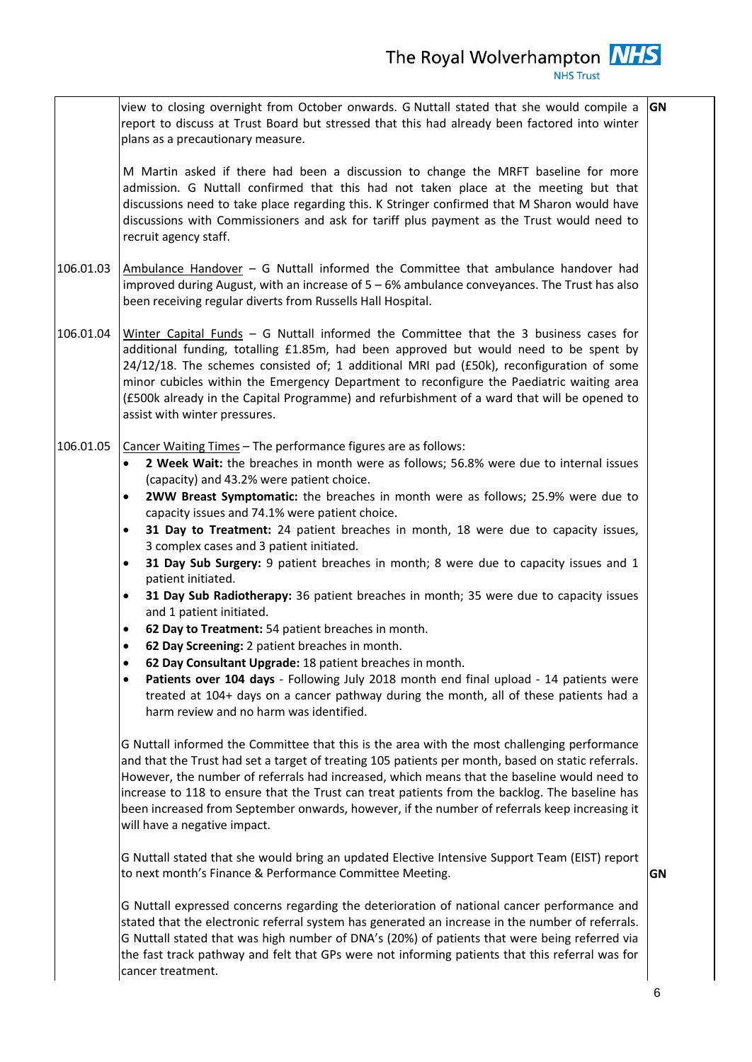| | | |
|---|---|---|
| | view to closing overnight from October onwards. G Nuttall stated that she would compile a report to discuss at Trust Board but stressed that this had already been factored into winter plans as a precautionary measure.<br><br>M Martin asked if there had been a discussion to change the MRFT baseline for more admission. G Nuttall confirmed that this had not taken place at the meeting but that discussions need to take place regarding this. K Stringer confirmed that M Sharon would have discussions with Commissioners and ask for tariff plus payment as the Trust would need to recruit agency staff. | **GN** |
| 106.01.03 | Ambulance Handover – G Nuttall informed the Committee that ambulance handover had improved during August, with an increase of 5 – 6% ambulance conveyances. The Trust has also been receiving regular diverts from Russells Hall Hospital. | |
| 106.01.04 | Winter Capital Funds – G Nuttall informed the Committee that the 3 business cases for additional funding, totalling £1.85m, had been approved but would need to be spent by 24/12/18. The schemes consisted of; 1 additional MRI pad (£50k), reconfiguration of some minor cubicles within the Emergency Department to reconfigure the Paediatric waiting area (£500k already in the Capital Programme) and refurbishment of a ward that will be opened to assist with winter pressures. | |
| 106.01.05 | Cancer Waiting Times – The performance figures are as follows:<br>• **2 Week Wait:** the breaches in month were as follows; 56.8% were due to internal issues (capacity) and 43.2% were patient choice.<br>• **2WW Breast Symptomatic:** the breaches in month were as follows; 25.9% were due to capacity issues and 74.1% were patient choice.<br>• **31 Day to Treatment:** 24 patient breaches in month, 18 were due to capacity issues, 3 complex cases and 3 patient initiated.<br>• **31 Day Sub Surgery:** 9 patient breaches in month; 8 were due to capacity issues and 1 patient initiated.<br>• **31 Day Sub Radiotherapy:** 36 patient breaches in month; 35 were due to capacity issues and 1 patient initiated.<br>• **62 Day to Treatment:** 54 patient breaches in month.<br>• **62 Day Screening:** 2 patient breaches in month.<br>• **62 Day Consultant Upgrade:** 18 patient breaches in month.<br>• **Patients over 104 days** - Following July 2018 month end final upload - 14 patients were treated at 104+ days on a cancer pathway during the month, all of these patients had a harm review and no harm was identified.<br><br>G Nuttall informed the Committee that this is the area with the most challenging performance and that the Trust had set a target of treating 105 patients per month, based on static referrals. However, the number of referrals had increased, which means that the baseline would need to increase to 118 to ensure that the Trust can treat patients from the backlog. The baseline has been increased from September onwards, however, if the number of referrals keep increasing it will have a negative impact.<br><br>G Nuttall stated that she would bring an updated Elective Intensive Support Team (EIST) report to next month's Finance & Performance Committee Meeting.<br><br>G Nuttall expressed concerns regarding the deterioration of national cancer performance and stated that the electronic referral system has generated an increase in the number of referrals. G Nuttall stated that was high number of DNA's (20%) of patients that were being referred via the fast track pathway and felt that GPs were not informing patients that this referral was for cancer treatment. | **GN** |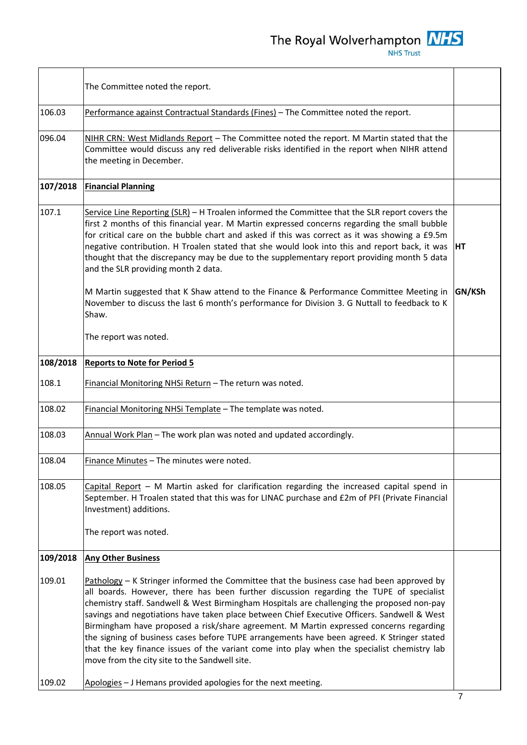| | | |
|---|---|---|
| | The Committee noted the report. | |
| 106.03 | Performance against Contractual Standards (Fines) – The Committee noted the report. | |
| 096.04 | NIHR CRN: West Midlands Report – The Committee noted the report. M Martin stated that the Committee would discuss any red deliverable risks identified in the report when NIHR attend the meeting in December. | |
| **107/2018** | **Financial Planning** | |
| 107.1 | Service Line Reporting (SLR) – H Troalen informed the Committee that the SLR report covers the first 2 months of this financial year. M Martin expressed concerns regarding the small bubble for critical care on the bubble chart and asked if this was correct as it was showing a £9.5m negative contribution. H Troalen stated that she would look into this and report back, it was thought that the discrepancy may be due to the supplementary report providing month 5 data and the SLR providing month 2 data.<br><br>M Martin suggested that K Shaw attend to the Finance & Performance Committee Meeting in November to discuss the last 6 month's performance for Division 3. G Nuttall to feedback to K Shaw.<br><br>The report was noted. | **HT**<br><br><br><br>**GN/KSh** |
| **108/2018** | **Reports to Note for Period 5** | |
| 108.1 | Financial Monitoring NHSi Return – The return was noted. | |
| 108.02 | Financial Monitoring NHSi Template – The template was noted. | |
| 108.03 | Annual Work Plan – The work plan was noted and updated accordingly. | |
| 108.04 | Finance Minutes – The minutes were noted. | |
| 108.05 | Capital Report – M Martin asked for clarification regarding the increased capital spend in September. H Troalen stated that this was for LINAC purchase and £2m of PFI (Private Financial Investment) additions.<br><br>The report was noted. | |
| **109/2018** | **Any Other Business** | |
| 109.01<br><br><br><br><br><br><br><br>109.02 | Pathology – K Stringer informed the Committee that the business case had been approved by all boards. However, there has been further discussion regarding the TUPE of specialist chemistry staff. Sandwell & West Birmingham Hospitals are challenging the proposed non-pay savings and negotiations have taken place between Chief Executive Officers. Sandwell & West Birmingham have proposed a risk/share agreement. M Martin expressed concerns regarding the signing of business cases before TUPE arrangements have been agreed. K Stringer stated that the key finance issues of the variant come into play when the specialist chemistry lab move from the city site to the Sandwell site.<br><br>Apologies – J Hemans provided apologies for the next meeting. | |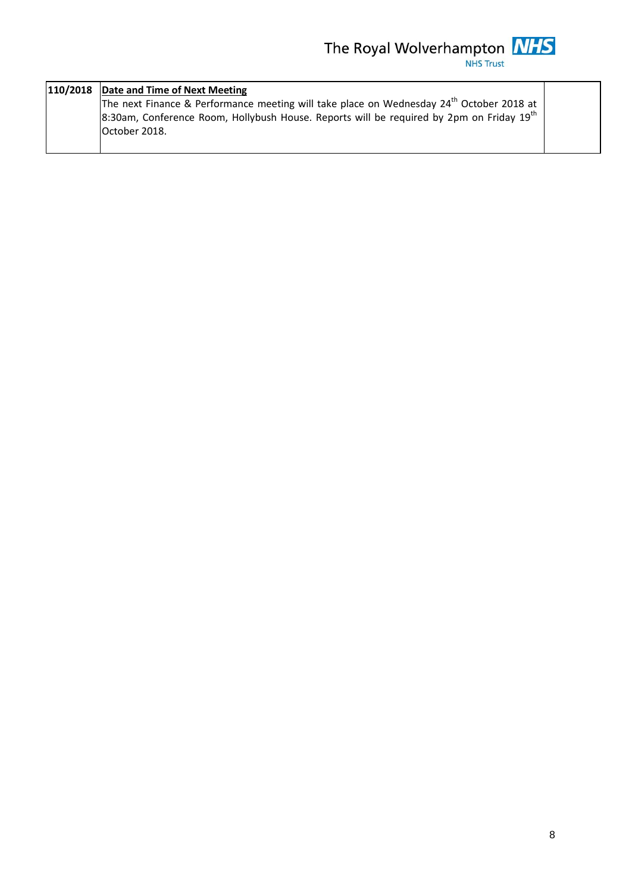| | | |
|---|---|---|
| 110/2018 | **Date and Time of Next Meeting**<br>The next Finance & Performance meeting will take place on Wednesday 24th October 2018 at 8:30am, Conference Room, Hollybush House. Reports will be required by 2pm on Friday 19th October 2018. | |